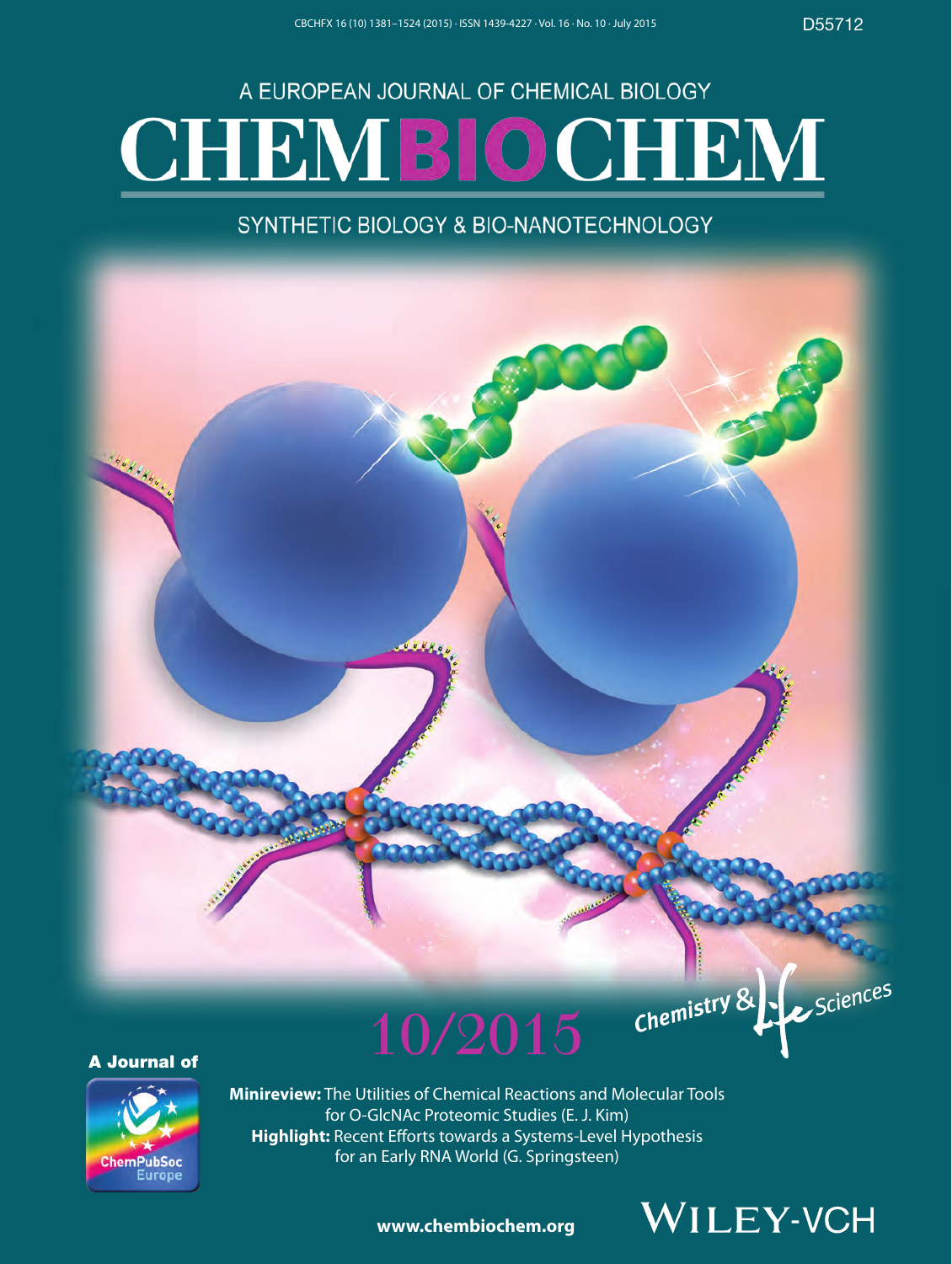A EUROPEAN JOURNAL OF CHEMICAL BIOLOGY

# CHEMBIOCHEM

SYNTHETIC BIOLOGY & BIO-NANOTECHNOLOGY

10/2015

Chemistry & Life Sciences

A Journal of

ChemPubSoc Europe

**Minireview:** The Utilities of Chemical Reactions and Molecular Tools for O-GlcNAc Proteomic Studies (E. J. Kim)

**Highlight:** Recent Efforts towards a Systems-Level Hypothesis for an Early RNA World (G. Springsteen)

www.chembiochem.org

WILEY-VCH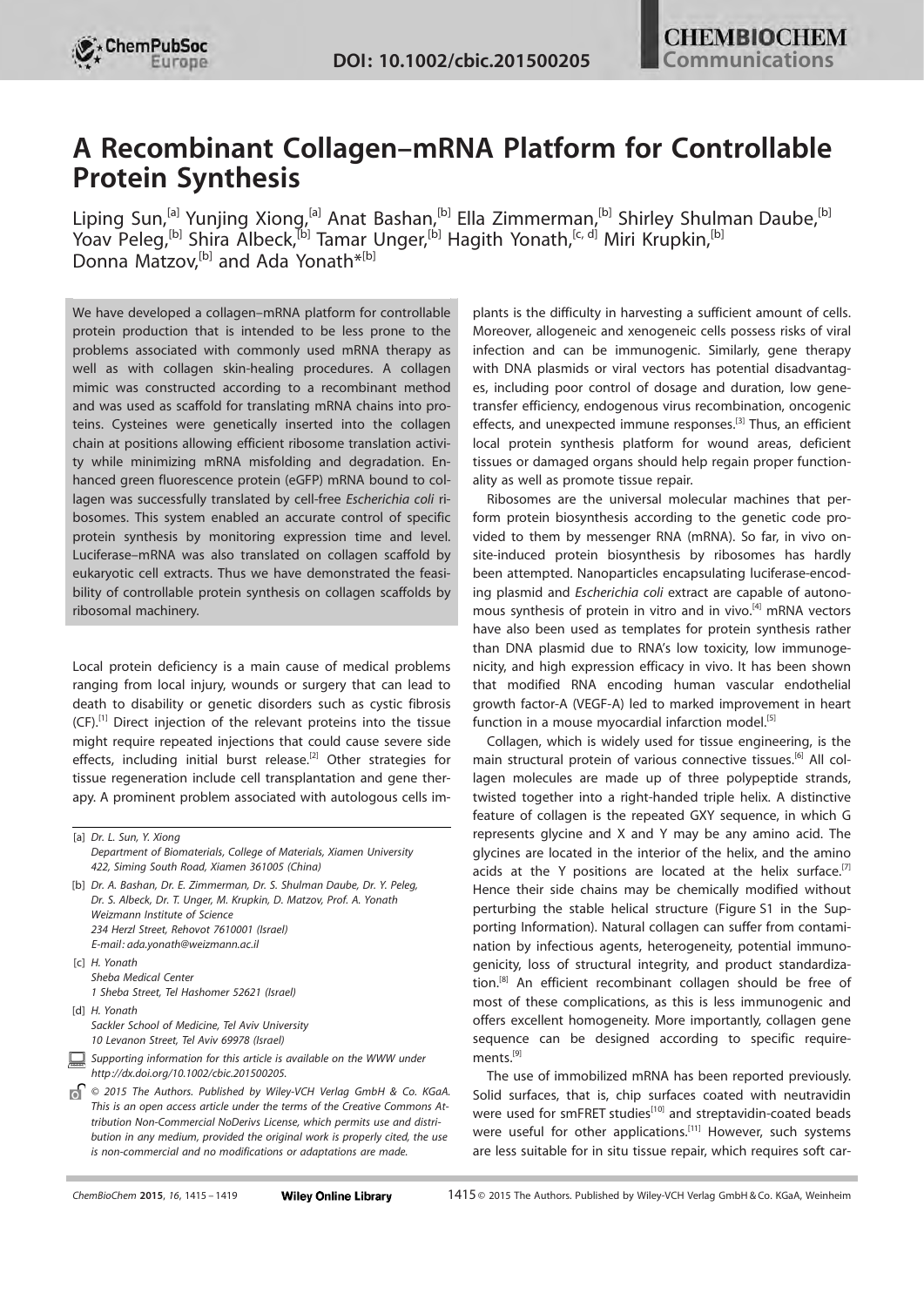# A Recombinant Collagen–mRNA Platform for Controllable Protein Synthesis

Liping Sun,[a] Yunjing Xiong,[a] Anat Bashan,[b] Ella Zimmerman,[b] Shirley Shulman Daube,[b] Yoav Peleg,[b] Shira Albeck,[b] Tamar Unger,[b] Hagith Yonath,[c, d] Miri Krupkin,[b] Donna Matzov,[b] and Ada Yonath*[b]

We have developed a collagen–mRNA platform for controllable protein production that is intended to be less prone to the problems associated with commonly used mRNA therapy as well as with collagen skin-healing procedures. A collagen mimic was constructed according to a recombinant method and was used as scaffold for translating mRNA chains into proteins. Cysteines were genetically inserted into the collagen chain at positions allowing efficient ribosome translation activity while minimizing mRNA misfolding and degradation. Enhanced green fluorescence protein (eGFP) mRNA bound to collagen was successfully translated by cell-free *Escherichia coli* ribosomes. This system enabled an accurate control of specific protein synthesis by monitoring expression time and level. Luciferase–mRNA was also translated on collagen scaffold by eukaryotic cell extracts. Thus we have demonstrated the feasibility of controllable protein synthesis on collagen scaffolds by ribosomal machinery.

Local protein deficiency is a main cause of medical problems ranging from local injury, wounds or surgery that can lead to death to disability or genetic disorders such as cystic fibrosis (CF).[1] Direct injection of the relevant proteins into the tissue might require repeated injections that could cause severe side effects, including initial burst release.[2] Other strategies for tissue regeneration include cell transplantation and gene therapy. A prominent problem associated with autologous cells implants is the difficulty in harvesting a sufficient amount of cells. Moreover, allogeneic and xenogeneic cells possess risks of viral infection and can be immunogenic. Similarly, gene therapy with DNA plasmids or viral vectors has potential disadvantages, including poor control of dosage and duration, low gene-transfer efficiency, endogenous virus recombination, oncogenic effects, and unexpected immune responses.[3] Thus, an efficient local protein synthesis platform for wound areas, deficient tissues or damaged organs should help regain proper functionality as well as promote tissue repair.

Ribosomes are the universal molecular machines that perform protein biosynthesis according to the genetic code provided to them by messenger RNA (mRNA). So far, in vivo on-site-induced protein biosynthesis by ribosomes has hardly been attempted. Nanoparticles encapsulating luciferase-encoding plasmid and *Escherichia coli* extract are capable of autonomous synthesis of protein in vitro and in vivo.[4] mRNA vectors have also been used as templates for protein synthesis rather than DNA plasmid due to RNA's low toxicity, low immunogenicity, and high expression efficacy in vivo. It has been shown that modified RNA encoding human vascular endothelial growth factor-A (VEGF-A) led to marked improvement in heart function in a mouse myocardial infarction model.[5]

Collagen, which is widely used for tissue engineering, is the main structural protein of various connective tissues.[6] All collagen molecules are made up of three polypeptide strands, twisted together into a right-handed triple helix. A distinctive feature of collagen is the repeated GXY sequence, in which G represents glycine and X and Y may be any amino acid. The glycines are located in the interior of the helix, and the amino acids at the Y positions are located at the helix surface.[7] Hence their side chains may be chemically modified without perturbing the stable helical structure (Figure S1 in the Supporting Information). Natural collagen can suffer from contamination by infectious agents, heterogeneity, potential immunogenicity, loss of structural integrity, and product standardization.[8] An efficient recombinant collagen should be free of most of these complications, as this is less immunogenic and offers excellent homogeneity. More importantly, collagen gene sequence can be designed according to specific requirements.[9]

The use of immobilized mRNA has been reported previously. Solid surfaces, that is, chip surfaces coated with neutravidin were used for smFRET studies[10] and streptavidin-coated beads were useful for other applications.[11] However, such systems are less suitable for in situ tissue repair, which requires soft car-

[a] Dr. L. Sun, Y. Xiong
Department of Biomaterials, College of Materials, Xiamen University
422, Siming South Road, Xiamen 361005 (China)

[b] Dr. A. Bashan, Dr. E. Zimmerman, Dr. S. Shulman Daube, Dr. Y. Peleg, Dr. S. Albeck, Dr. T. Unger, M. Krupkin, D. Matzov, Prof. A. Yonath
Weizmann Institute of Science
234 Herzl Street, Rehovot 7610001 (Israel)
E-mail: ada.yonath@weizmann.ac.il

[c] H. Yonath
Sheba Medical Center
1 Sheba Street, Tel Hashomer 52621 (Israel)

[d] H. Yonath
Sackler School of Medicine, Tel Aviv University
10 Levanon Street, Tel Aviv 69978 (Israel)

Supporting information for this article is available on the WWW under http://dx.doi.org/10.1002/cbic.201500205.

© 2015 The Authors. Published by Wiley-VCH Verlag GmbH & Co. KGaA. This is an open access article under the terms of the Creative Commons Attribution Non-Commercial NoDerivs License, which permits use and distribution in any medium, provided the original work is properly cited, the use is non-commercial and no modifications or adaptations are made.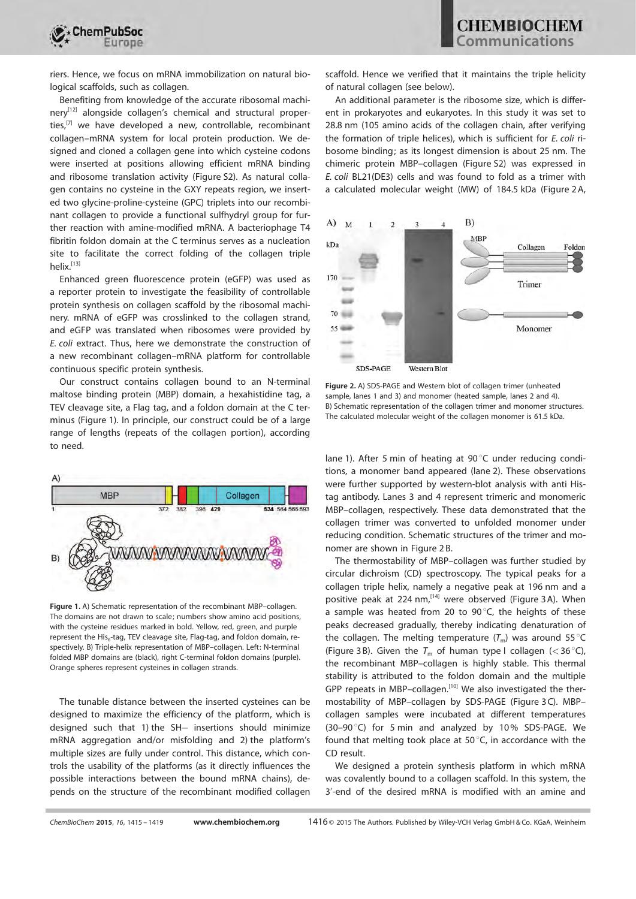riers. Hence, we focus on mRNA immobilization on natural biological scaffolds, such as collagen.

Benefiting from knowledge of the accurate ribosomal machinery[12] alongside collagen's chemical and structural properties,[7] we have developed a new, controllable, recombinant collagen–mRNA system for local protein production. We designed and cloned a collagen gene into which cysteine codons were inserted at positions allowing efficient mRNA binding and ribosome translation activity (Figure S2). As natural collagen contains no cysteine in the GXY repeats region, we inserted two glycine-proline-cysteine (GPC) triplets into our recombinant collagen to provide a functional sulfhydryl group for further reaction with amine-modified mRNA. A bacteriophage T4 fibritin foldon domain at the C terminus serves as a nucleation site to facilitate the correct folding of the collagen triple helix.[13]

Enhanced green fluorescence protein (eGFP) was used as a reporter protein to investigate the feasibility of controllable protein synthesis on collagen scaffold by the ribosomal machinery. mRNA of eGFP was crosslinked to the collagen strand, and eGFP was translated when ribosomes were provided by *E. coli* extract. Thus, here we demonstrate the construction of a new recombinant collagen–mRNA platform for controllable continuous specific protein synthesis.

Our construct contains collagen bound to an N-terminal maltose binding protein (MBP) domain, a hexahistidine tag, a TEV cleavage site, a Flag tag, and a foldon domain at the C terminus (Figure 1). In principle, our construct could be of a large range of lengths (repeats of the collagen portion), according to need.

**Figure 1.** A) Schematic representation of the recombinant MBP–collagen. The domains are not drawn to scale; numbers show amino acid positions, with the cysteine residues marked in bold. Yellow, red, green, and purple represent the $His_6$-tag, TEV cleavage site, Flag-tag, and foldon domain, respectively. B) Triple-helix representation of MBP–collagen. Left: N-terminal folded MBP domains are (black), right C-terminal foldon domains (purple). Orange spheres represent cysteines in collagen strands.

The tunable distance between the inserted cysteines can be designed to maximize the efficiency of the platform, which is designed such that 1) the SH– insertions should minimize mRNA aggregation and/or misfolding and 2) the platform's multiple sizes are fully under control. This distance, which controls the usability of the platforms (as it directly influences the possible interactions between the bound mRNA chains), depends on the structure of the recombinant modified collagen scaffold. Hence we verified that it maintains the triple helicity of natural collagen (see below).

An additional parameter is the ribosome size, which is different in prokaryotes and eukaryotes. In this study it was set to 28.8 nm (105 amino acids of the collagen chain, after verifying the formation of triple helices), which is sufficient for *E. coli* ribosome binding; as its longest dimension is about 25 nm. The chimeric protein MBP–collagen (Figure S2) was expressed in *E. coli* BL21(DE3) cells and was found to fold as a trimer with a calculated molecular weight (MW) of 184.5 kDa (Figure 2A, lane 1). After 5 min of heating at 90 °C under reducing conditions, a monomer band appeared (lane 2). These observations were further supported by western-blot analysis with anti His-tag antibody. Lanes 3 and 4 represent trimeric and monomeric MBP–collagen, respectively. These data demonstrated that the collagen trimer was converted to unfolded monomer under reducing condition. Schematic structures of the trimer and monomer are shown in Figure 2B.

**Figure 2.** A) SDS-PAGE and Western blot of collagen trimer (unheated sample, lanes 1 and 3) and monomer (heated sample, lanes 2 and 4). B) Schematic representation of the collagen trimer and monomer structures. The calculated molecular weight of the collagen monomer is 61.5 kDa.

The thermostability of MBP–collagen was further studied by circular dichroism (CD) spectroscopy. The typical peaks for a collagen triple helix, namely a negative peak at 196 nm and a positive peak at 224 nm,[14] were observed (Figure 3A). When a sample was heated from 20 to 90 °C, the heights of these peaks decreased gradually, thereby indicating denaturation of the collagen. The melting temperature ($T_m$) was around 55 °C (Figure 3B). Given the $T_m$ of human type I collagen (<36 °C), the recombinant MBP–collagen is highly stable. This thermal stability is attributed to the foldon domain and the multiple GPP repeats in MBP–collagen.[10] We also investigated the thermostability of MBP–collagen by SDS-PAGE (Figure 3C). MBP–collagen samples were incubated at different temperatures (30–90 °C) for 5 min and analyzed by 10% SDS-PAGE. We found that melting took place at 50 °C, in accordance with the CD result.

We designed a protein synthesis platform in which mRNA was covalently bound to a collagen scaffold. In this system, the 3′-end of the desired mRNA is modified with an amine and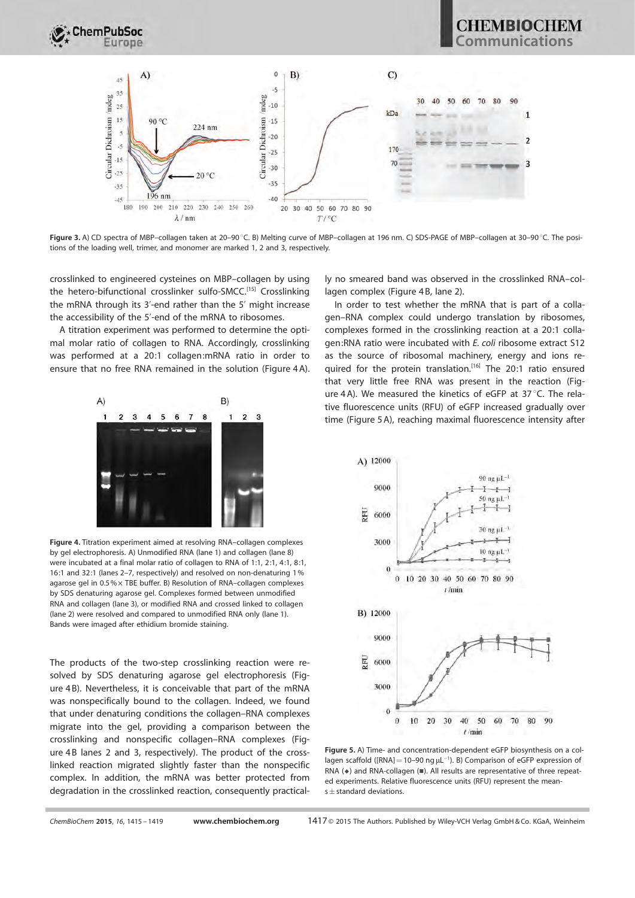Figure 3. A) CD spectra of MBP–collagen taken at 20–90 °C. B) Melting curve of MBP–collagen at 196 nm. C) SDS-PAGE of MBP–collagen at 30–90 °C. The positions of the loading well, trimer, and monomer are marked 1, 2 and 3, respectively.

crosslinked to engineered cysteines on MBP–collagen by using the hetero-bifunctional crosslinker sulfo-SMCC.[15] Crosslinking the mRNA through its 3′-end rather than the 5′ might increase the accessibility of the 5′-end of the mRNA to ribosomes.

A titration experiment was performed to determine the optimal molar ratio of collagen to RNA. Accordingly, crosslinking was performed at a 20:1 collagen:mRNA ratio in order to ensure that no free RNA remained in the solution (Figure 4A).

Figure 4. Titration experiment aimed at resolving RNA–collagen complexes by gel electrophoresis. A) Unmodified RNA (lane 1) and collagen (lane 8) were incubated at a final molar ratio of collagen to RNA of 1:1, 2:1, 4:1, 8:1, 16:1 and 32:1 (lanes 2–7, respectively) and resolved on non-denaturing 1% agarose gel in 0.5%× TBE buffer. B) Resolution of RNA–collagen complexes by SDS denaturing agarose gel. Complexes formed between unmodified RNA and collagen (lane 3), or modified RNA and crossed linked to collagen (lane 2) were resolved and compared to unmodified RNA only (lane 1). Bands were imaged after ethidium bromide staining.

The products of the two-step crosslinking reaction were resolved by SDS denaturing agarose gel electrophoresis (Figure 4B). Nevertheless, it is conceivable that part of the mRNA was nonspecifically bound to the collagen. Indeed, we found that under denaturing conditions the collagen–RNA complexes migrate into the gel, providing a comparison between the crosslinking and nonspecific collagen–RNA complexes (Figure 4B lanes 2 and 3, respectively). The product of the crosslinked reaction migrated slightly faster than the nonspecific complex. In addition, the mRNA was better protected from degradation in the crosslinked reaction, consequently practically no smeared band was observed in the crosslinked RNA–collagen complex (Figure 4B, lane 2).

In order to test whether the mRNA that is part of a collagen–RNA complex could undergo translation by ribosomes, complexes formed in the crosslinking reaction at a 20:1 collagen:RNA ratio were incubated with *E. coli* ribosome extract S12 as the source of ribosomal machinery, energy and ions required for the protein translation.[16] The 20:1 ratio ensured that very little free RNA was present in the reaction (Figure 4A). We measured the kinetics of eGFP at 37 °C. The relative fluorescence units (RFU) of eGFP increased gradually over time (Figure 5A), reaching maximal fluorescence intensity after

Figure 5. A) Time- and concentration-dependent eGFP biosynthesis on a collagen scaffold ([RNA] = 10–90 ng μL$^{-1}$). B) Comparison of eGFP expression of RNA (◆) and RNA-collagen (■). All results are representative of three repeated experiments. Relative fluorescence units (RFU) represent the means ± standard deviations.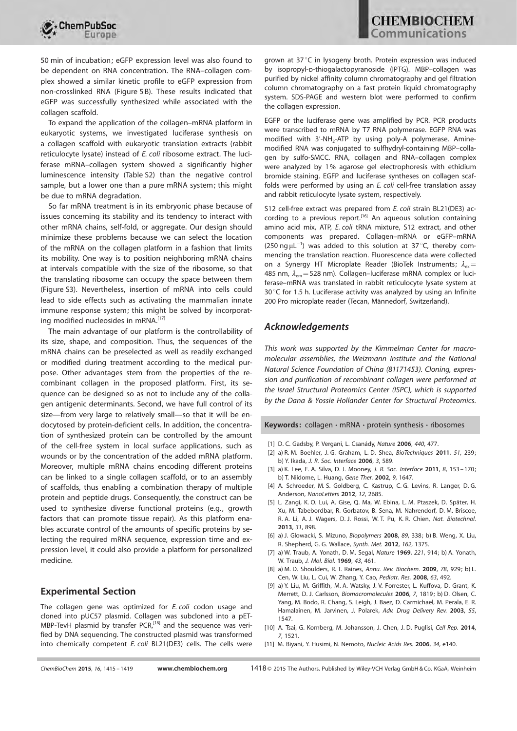50 min of incubation; eGFP expression level was also found to be dependent on RNA concentration. The RNA–collagen complex showed a similar kinetic profile to eGFP expression from non-crosslinked RNA (Figure 5B). These results indicated that eGFP was successfully synthesized while associated with the collagen scaffold.

To expand the application of the collagen–mRNA platform in eukaryotic systems, we investigated luciferase synthesis on a collagen scaffold with eukaryotic translation extracts (rabbit reticulocyte lysate) instead of *E. coli* ribosome extract. The luciferase mRNA–collagen system showed a significantly higher luminescence intensity (Table S2) than the negative control sample, but a lower one than a pure mRNA system; this might be due to mRNA degradation.

So far mRNA treatment is in its embryonic phase because of issues concerning its stability and its tendency to interact with other mRNA chains, self-fold, or aggregate. Our design should minimize these problems because we can select the location of the mRNA on the collagen platform in a fashion that limits its mobility. One way is to position neighboring mRNA chains at intervals compatible with the size of the ribosome, so that the translating ribosome can occupy the space between them (Figure S3). Nevertheless, insertion of mRNA into cells could lead to side effects such as activating the mammalian innate immune response system; this might be solved by incorporating modified nucleosides in mRNA.[17]

The main advantage of our platform is the controllability of its size, shape, and composition. Thus, the sequences of the mRNA chains can be preselected as well as readily exchanged or modified during treatment according to the medical purpose. Other advantages stem from the properties of the recombinant collagen in the proposed platform. First, its sequence can be designed so as not to include any of the collagen antigenic determinants. Second, we have full control of its size—from very large to relatively small—so that it will be endocytosed by protein-deficient cells. In addition, the concentration of synthesized protein can be controlled by the amount of the cell-free system in local surface applications, such as wounds or by the concentration of the added mRNA platform. Moreover, multiple mRNA chains encoding different proteins can be linked to a single collagen scaffold, or to an assembly of scaffolds, thus enabling a combination therapy of multiple protein and peptide drugs. Consequently, the construct can be used to synthesize diverse functional proteins (e.g., growth factors that can promote tissue repair). As this platform enables accurate control of the amounts of specific proteins by selecting the required mRNA sequence, expression time and expression level, it could also provide a platform for personalized medicine.

## Experimental Section

The collagen gene was optimized for *E. coli* codon usage and cloned into pUC57 plasmid. Collagen was subcloned into a pET-MBP-TevH plasmid by transfer PCR,[18] and the sequence was verified by DNA sequencing. The constructed plasmid was transformed into chemically competent *E. coli* BL21(DE3) cells. The cells were grown at 37 °C in lysogeny broth. Protein expression was induced by isopropyl-D-thiogalactopyranoside (IPTG). MBP–collagen was purified by nickel affinity column chromatography and gel filtration column chromatography on a fast protein liquid chromatography system. SDS-PAGE and western blot were performed to confirm the collagen expression.

EGFP or the luciferase gene was amplified by PCR. PCR products were transcribed to mRNA by T7 RNA polymerase. EGFP RNA was modified with 3′-$NH_2$-ATP by using poly-A polymerase. Amine-modified RNA was conjugated to sulfhydryl-containing MBP–collagen by sulfo-SMCC. RNA, collagen and RNA–collagen complex were analyzed by 1% agarose gel electrophoresis with ethidium bromide staining. EGFP and luciferase syntheses on collagen scaffolds were performed by using an *E. coli* cell-free translation assay and rabbit reticulocyte lysate system, respectively.

S12 cell-free extract was prepared from *E. coli* strain BL21(DE3) according to a previous report.[16] An aqueous solution containing amino acid mix, ATP, *E. coli* tRNA mixture, S12 extract, and other components was prepared. Collagen–mRNA or eGFP–mRNA (250 ng μL$^{-1}$) was added to this solution at 37 °C, thereby commencing the translation reaction. Fluorescence data were collected on a Synergy HT Microplate Reader (BioTek Instruments; $\lambda_{ex}$ = 485 nm, $\lambda_{em}$ = 528 nm). Collagen–luciferase mRNA complex or luciferase–mRNA was translated in rabbit reticulocyte lysate system at 30 °C for 1.5 h. Luciferase activity was analyzed by using an Infinite 200 Pro microplate reader (Tecan, Männedorf, Switzerland).

## Acknowledgements

*This work was supported by the Kimmelman Center for macromolecular assemblies, the Weizmann Institute and the National Natural Science Foundation of China (81171453). Cloning, expression and purification of recombinant collagen were performed at the Israel Structural Proteomics Center (ISPC), which is supported by the Dana & Yossie Hollander Center for Structural Proteomics.*

**Keywords:** collagen · mRNA · protein synthesis · ribosomes

[1] D. C. Gadsby, P. Vergani, L. Csanády, *Nature* **2006**, *440*, 477.
[2] a) R. M. Boehler, J. G. Graham, L. D. Shea, *BioTechniques* **2011**, *51*, 239; b) Y. Ikada, *J. R. Soc. Interface* **2006**, *3*, 589.
[3] a) K. Lee, E. A. Silva, D. J. Mooney, *J. R. Soc. Interface* **2011**, *8*, 153–170; b) T. Niidome, L. Huang, *Gene Ther.* **2002**, *9*, 1647.
[4] A. Schroeder, M. S. Goldberg, C. Kastrup, C. G. Levins, R. Langer, D. G. Anderson, *NanoLetters* **2012**, *12*, 2685.
[5] L. Zangi, K. O. Lui, A. Gise, Q. Ma, W. Ebina, L. M. Ptaszek, D. Später, H. Xu, M. Tabebordbar, R. Gorbatov, B. Sena, M. Nahrendorf, D. M. Briscoe, R. A. Li, A. J. Wagers, D. J. Rossi, W. T. Pu, K. R. Chien, *Nat. Biotechnol.* **2013**, *31*, 898.
[6] a) J. Glowacki, S. Mizuno, *Biopolymers* **2008**, *89*, 338; b) B. Weng, X. Liu, R. Shepherd, G. G. Wallace, *Synth. Met.* **2012**, *162*, 1375.
[7] a) W. Traub, A. Yonath, D. M. Segal, *Nature* **1969**, *221*, 914; b) A. Yonath, W. Traub, *J. Mol. Biol.* **1969**, *43*, 461.
[8] a) M. D. Shoulders, R. T. Raines, *Annu. Rev. Biochem.* **2009**, *78*, 929; b) L. Cen, W. Liu, L. Cui, W. Zhang, Y. Cao, *Pediatr. Res.* **2008**, *63*, 492.
[9] a) Y. Liu, M. Griffith, M. A. Watsky, J. V. Forrester, L. Kuffova, D. Grant, K. Merrett, D. J. Carlsson, *Biomacromolecules* **2006**, *7*, 1819; b) D. Olsen, C. Yang, M. Bodo, R. Chang, S. Leigh, J. Baez, D. Carmichael, M. Perala, E. R. Hamalainen, M. Jarvinen, J. Polarek, *Adv. Drug Delivery Rev.* **2003**, *55*, 1547.
[10] A. Tsai, G. Kornberg, M. Johansson, J. Chen, J. D. Puglisi, *Cell Rep.* **2014**, *7*, 1521.
[11] M. Biyani, Y. Husimi, N. Nemoto, *Nucleic Acids Res.* **2006**, *34*, e140.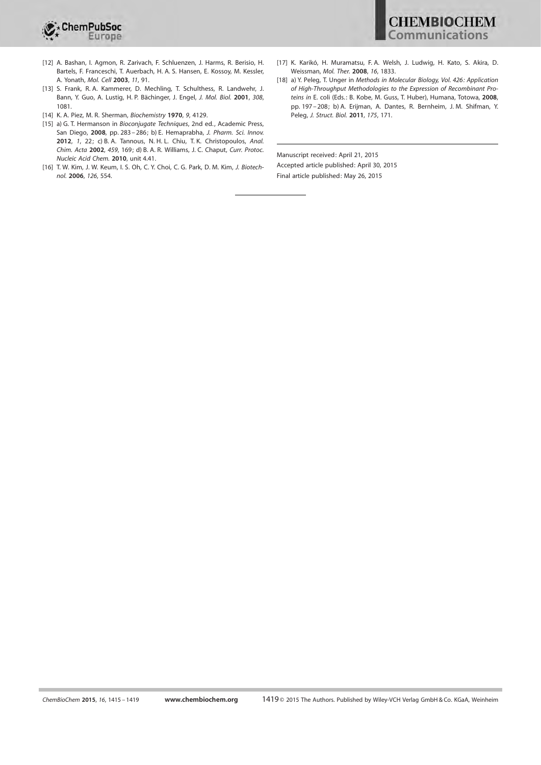[12] A. Bashan, I. Agmon, R. Zarivach, F. Schluenzen, J. Harms, R. Berisio, H. Bartels, F. Franceschi, T. Auerbach, H. A. S. Hansen, E. Kossoy, M. Kessler, A. Yonath, *Mol. Cell* **2003**, *11*, 91.

[13] S. Frank, R. A. Kammerer, D. Mechling, T. Schulthess, R. Landwehr, J. Bann, Y. Guo, A. Lustig, H. P. Bächinger, J. Engel, *J. Mol. Biol.* **2001**, *308*, 1081.

[14] K. A. Piez, M. R. Sherman, *Biochemistry* **1970**, *9*, 4129.

[15] a) G. T. Hermanson in *Bioconjugate Techniques*, 2nd ed., Academic Press, San Diego, **2008**, pp. 283–286; b) E. Hemaprabha, *J. Pharm. Sci. Innov.* **2012**, *1*, 22; c) B. A. Tannous, N. H. L. Chiu, T. K. Christopoulos, *Anal. Chim. Acta* **2002**, *459*, 169; d) B. A. R. Williams, J. C. Chaput, *Curr. Protoc. Nucleic Acid Chem.* **2010**, unit 4.41.

[16] T. W. Kim, J. W. Keum, I. S. Oh, C. Y. Choi, C. G. Park, D. M. Kim, *J. Biotechnol.* **2006**, *126*, 554.

[17] K. Karikó, H. Muramatsu, F. A. Welsh, J. Ludwig, H. Kato, S. Akira, D. Weissman, *Mol. Ther.* **2008**, *16*, 1833.

[18] a) Y. Peleg, T. Unger in *Methods in Molecular Biology, Vol. 426: Application of High-Throughput Methodologies to the Expression of Recombinant Proteins in* E. coli (Eds.: B. Kobe, M. Guss, T. Huber), Humana, Totowa, **2008**, pp. 197–208; b) A. Erijman, A. Dantes, R. Bernheim, J. M. Shifman, Y. Peleg, *J. Struct. Biol.* **2011**, *175*, 171.

Manuscript received: April 21, 2015
Accepted article published: April 30, 2015
Final article published: May 26, 2015